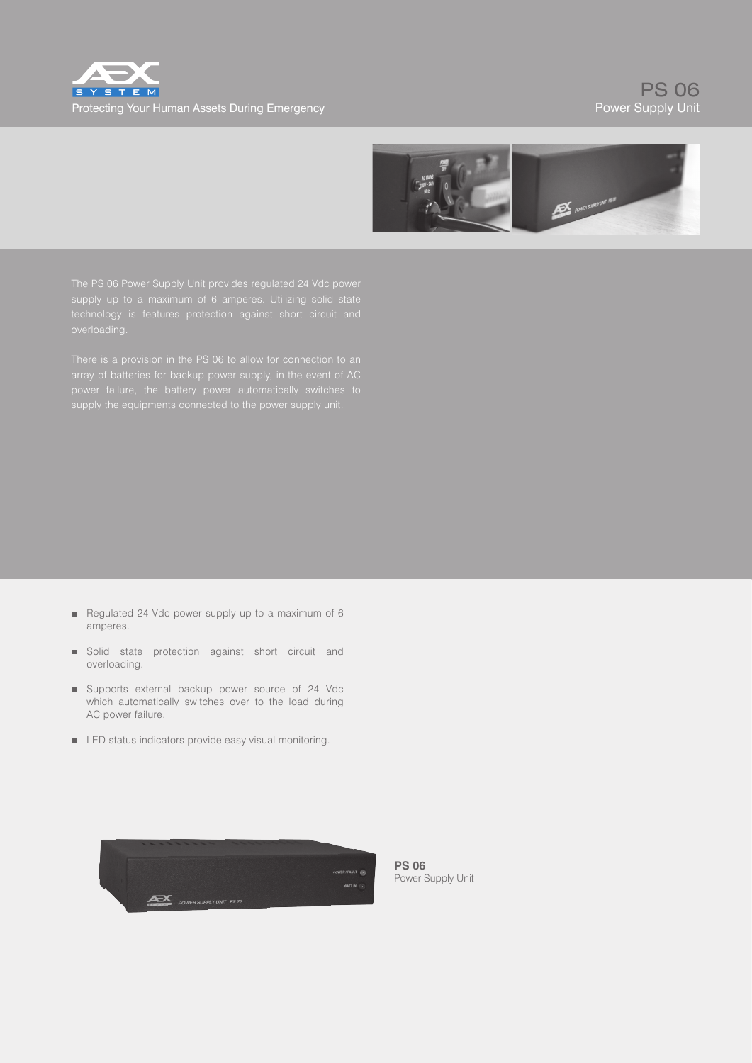# PS 06

## Power Supply Unit

Protecting Your Human Assets During Emergency

The PS 06 Power Supply Unit provides regulated 24 Vdc power supply up to a maximum of 6 amperes. Utilizing solid state technology is features protection against short circuit and overloading.

There is a provision in the PS 06 to allow for connection to an array of batteries for backup power supply, in the event of AC power failure, the battery power automatically switches to supply the equipments connected to the power supply unit.

- Regulated 24 Vdc power supply up to a maximum of 6 amperes.
- Solid state protection against short circuit and overloading.
- Supports external backup power source of 24 Vdc which automatically switches over to the load during AC power failure.
- LED status indicators provide easy visual monitoring.

**PS 06**
Power Supply Unit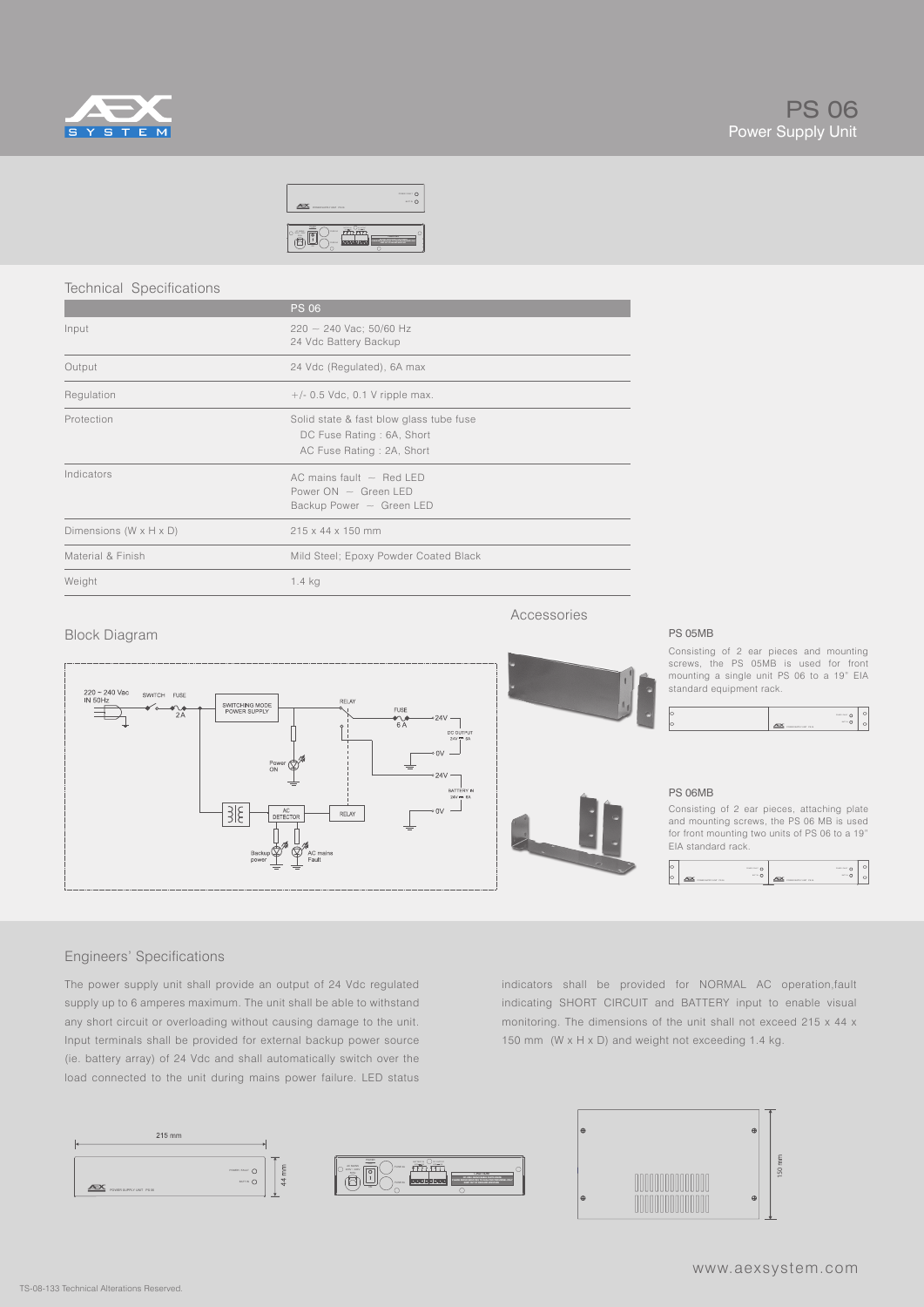# PS 06

Power Supply Unit

## Technical Specifications

| | PS 06 |
|---|---|
| Input | 220 – 240 Vac; 50/60 Hz<br>24 Vdc Battery Backup |
| Output | 24 Vdc (Regulated), 6A max |
| Regulation | +/- 0.5 Vdc, 0.1 V ripple max. |
| Protection | Solid state & fast blow glass tube fuse<br>DC Fuse Rating : 6A, Short<br>AC Fuse Rating : 2A, Short |
| Indicators | AC mains fault – Red LED<br>Power ON – Green LED<br>Backup Power – Green LED |
| Dimensions (W x H x D) | 215 x 44 x 150 mm |
| Material & Finish | Mild Steel; Epoxy Powder Coated Black |
| Weight | 1.4 kg |

## Block Diagram

220 – 240 Vac IN 50Hz
SWITCH
FUSE 2A
SWITCHING MODE POWER SUPPLY
RELAY
FUSE 6A
24V
DC OUTPUT 24V 6A
0V
Power ON
24V
BATTERY IN 24V 6A
0V
AC DETECTOR
RELAY
Backup power
AC mains Fault

## Accessories

### PS 05MB

Consisting of 2 ear pieces and mounting screws, the PS 05MB is used for front mounting a single unit PS 06 to a 19" EIA standard equipment rack.

### PS 06MB

Consisting of 2 ear pieces, attaching plate and mounting screws, the PS 06 MB is used for front mounting two units of PS 06 to a 19" EIA standard rack.

## Engineers' Specifications

The power supply unit shall provide an output of 24 Vdc regulated supply up to 6 amperes maximum. The unit shall be able to withstand any short circuit or overloading without causing damage to the unit. Input terminals shall be provided for external backup power source (ie. battery array) of 24 Vdc and shall automatically switch over the load connected to the unit during mains power failure. LED status indicators shall be provided for NORMAL AC operation,fault indicating SHORT CIRCUIT and BATTERY input to enable visual monitoring. The dimensions of the unit shall not exceed 215 x 44 x 150 mm (W x H x D) and weight not exceeding 1.4 kg.

215 mm

44 mm

150 mm

www.aexsystem.com

TS-08-133 Technical Alterations Reserved.